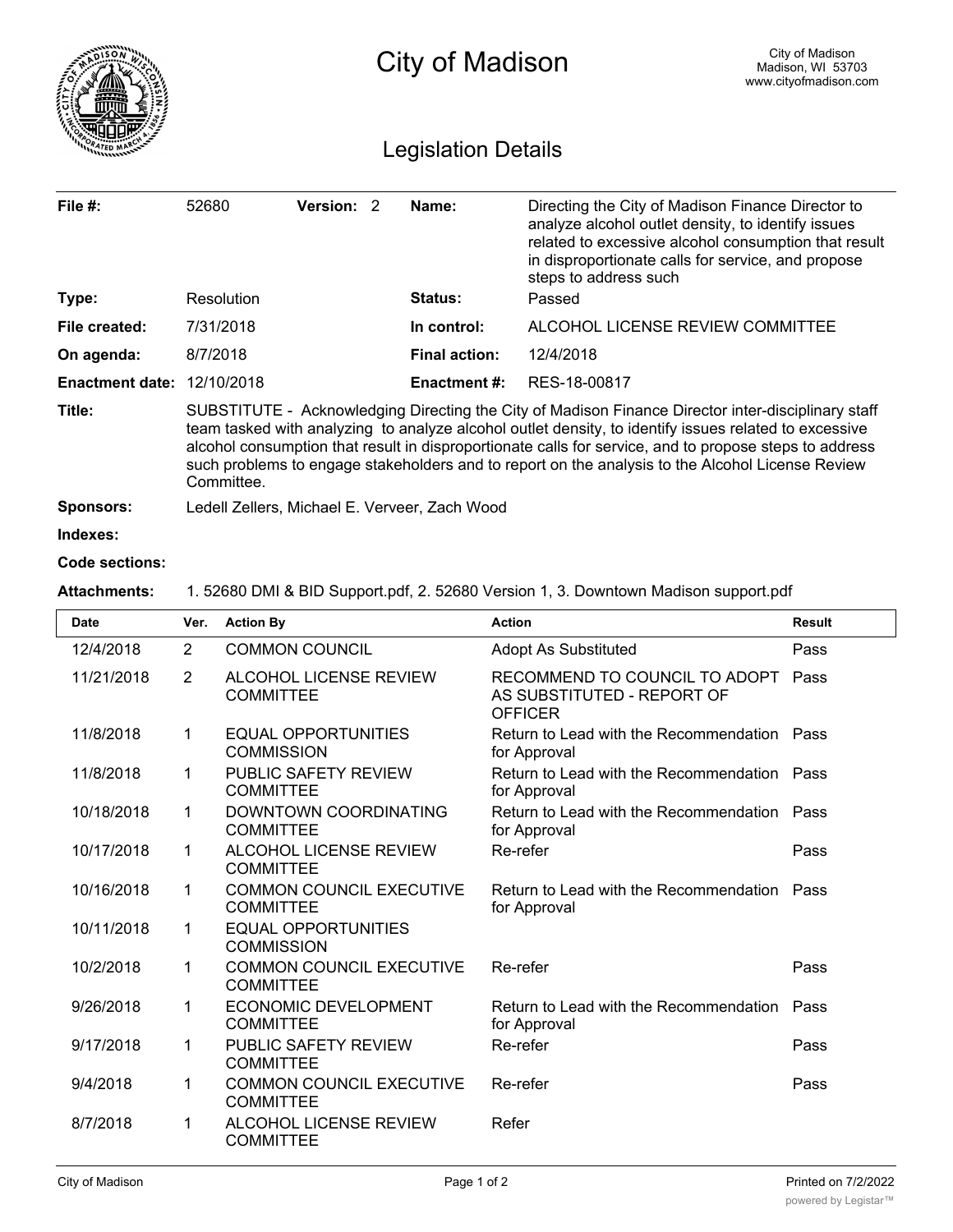# City of Madison

City of Madison
Madison, WI 53703
www.cityofmadison.com

## Legislation Details

| | | | |
|---|---|---|---|
| **File #:** | 52680 **Version:** 2 | **Name:** | Directing the City of Madison Finance Director to analyze alcohol outlet density, to identify issues related to excessive alcohol consumption that result in disproportionate calls for service, and propose steps to address such |
| **Type:** | Resolution | **Status:** | Passed |
| **File created:** | 7/31/2018 | **In control:** | ALCOHOL LICENSE REVIEW COMMITTEE |
| **On agenda:** | 8/7/2018 | **Final action:** | 12/4/2018 |
| **Enactment date:** | 12/10/2018 | **Enactment #:** | RES-18-00817 |

**Title:** SUBSTITUTE - Acknowledging Directing the City of Madison Finance Director inter-disciplinary staff team tasked with analyzing to analyze alcohol outlet density, to identify issues related to excessive alcohol consumption that result in disproportionate calls for service, and to propose steps to address such problems to engage stakeholders and to report on the analysis to the Alcohol License Review Committee.

**Sponsors:** Ledell Zellers, Michael E. Verveer, Zach Wood

**Indexes:**

**Code sections:**

**Attachments:** 1. 52680 DMI & BID Support.pdf, 2. 52680 Version 1, 3. Downtown Madison support.pdf

| Date | Ver. | Action By | Action | Result |
|---|---|---|---|---|
| 12/4/2018 | 2 | COMMON COUNCIL | Adopt As Substituted | Pass |
| 11/21/2018 | 2 | ALCOHOL LICENSE REVIEW COMMITTEE | RECOMMEND TO COUNCIL TO ADOPT AS SUBSTITUTED - REPORT OF OFFICER | Pass |
| 11/8/2018 | 1 | EQUAL OPPORTUNITIES COMMISSION | Return to Lead with the Recommendation for Approval | Pass |
| 11/8/2018 | 1 | PUBLIC SAFETY REVIEW COMMITTEE | Return to Lead with the Recommendation for Approval | Pass |
| 10/18/2018 | 1 | DOWNTOWN COORDINATING COMMITTEE | Return to Lead with the Recommendation for Approval | Pass |
| 10/17/2018 | 1 | ALCOHOL LICENSE REVIEW COMMITTEE | Re-refer | Pass |
| 10/16/2018 | 1 | COMMON COUNCIL EXECUTIVE COMMITTEE | Return to Lead with the Recommendation for Approval | Pass |
| 10/11/2018 | 1 | EQUAL OPPORTUNITIES COMMISSION | | |
| 10/2/2018 | 1 | COMMON COUNCIL EXECUTIVE COMMITTEE | Re-refer | Pass |
| 9/26/2018 | 1 | ECONOMIC DEVELOPMENT COMMITTEE | Return to Lead with the Recommendation for Approval | Pass |
| 9/17/2018 | 1 | PUBLIC SAFETY REVIEW COMMITTEE | Re-refer | Pass |
| 9/4/2018 | 1 | COMMON COUNCIL EXECUTIVE COMMITTEE | Re-refer | Pass |
| 8/7/2018 | 1 | ALCOHOL LICENSE REVIEW COMMITTEE | Refer | |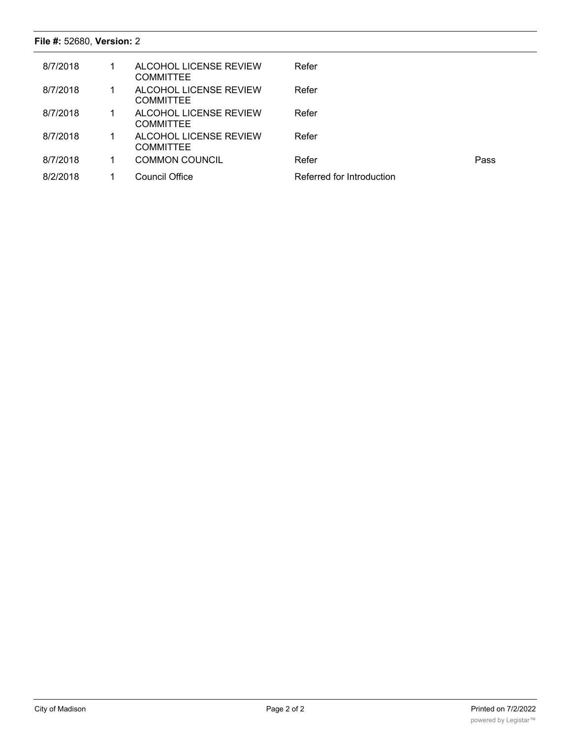**File #:** 52680, **Version:** 2

| | | | | |
|---|---|---|---|---|
| 8/7/2018 | 1 | ALCOHOL LICENSE REVIEW COMMITTEE | Refer | |
| 8/7/2018 | 1 | ALCOHOL LICENSE REVIEW COMMITTEE | Refer | |
| 8/7/2018 | 1 | ALCOHOL LICENSE REVIEW COMMITTEE | Refer | |
| 8/7/2018 | 1 | ALCOHOL LICENSE REVIEW COMMITTEE | Refer | |
| 8/7/2018 | 1 | COMMON COUNCIL | Refer | Pass |
| 8/2/2018 | 1 | Council Office | Referred for Introduction | |